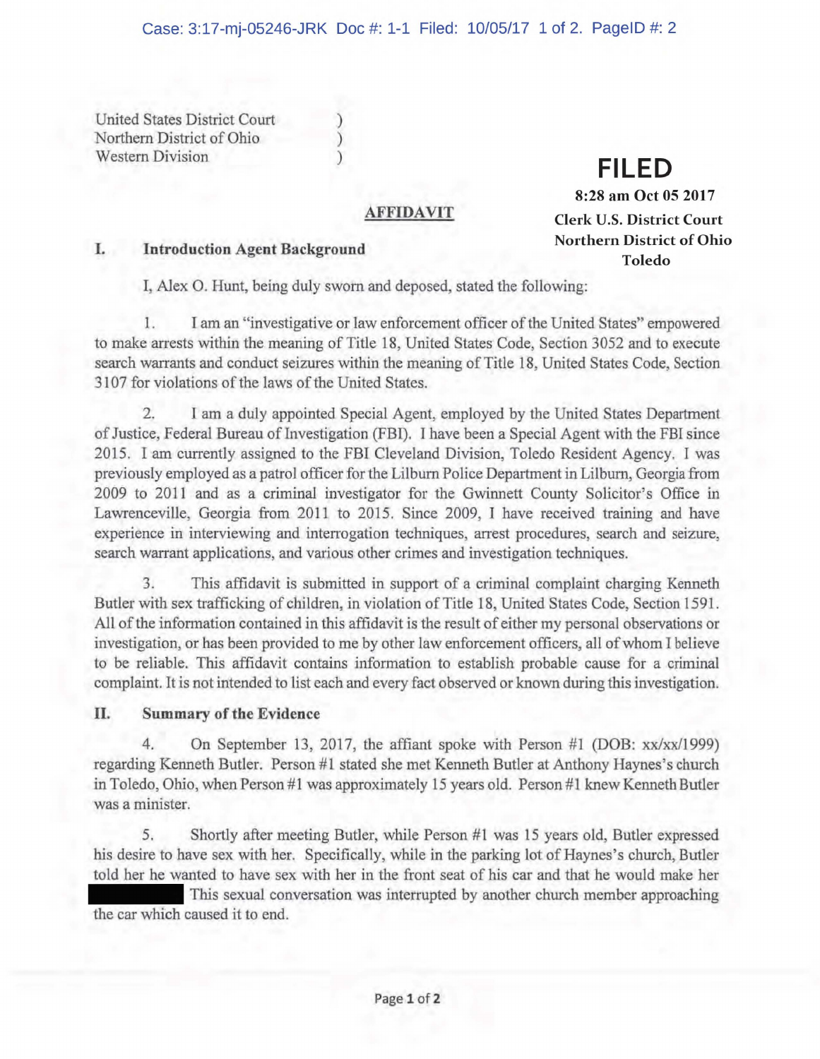United States District Court )
Northern District of Ohio )
Western Division )

**FILED**
**8:28 am Oct 05 2017**
**Clerk U.S. District Court**
**Northern District of Ohio**
**Toledo**

## AFFIDAVIT

### I. Introduction Agent Background

I, Alex O. Hunt, being duly sworn and deposed, stated the following:

1. I am an "investigative or law enforcement officer of the United States" empowered to make arrests within the meaning of Title 18, United States Code, Section 3052 and to execute search warrants and conduct seizures within the meaning of Title 18, United States Code, Section 3107 for violations of the laws of the United States.

2. I am a duly appointed Special Agent, employed by the United States Department of Justice, Federal Bureau of Investigation (FBI). I have been a Special Agent with the FBI since 2015. I am currently assigned to the FBI Cleveland Division, Toledo Resident Agency. I was previously employed as a patrol officer for the Lilburn Police Department in Lilburn, Georgia from 2009 to 2011 and as a criminal investigator for the Gwinnett County Solicitor's Office in Lawrenceville, Georgia from 2011 to 2015. Since 2009, I have received training and have experience in interviewing and interrogation techniques, arrest procedures, search and seizure, search warrant applications, and various other crimes and investigation techniques.

3. This affidavit is submitted in support of a criminal complaint charging Kenneth Butler with sex trafficking of children, in violation of Title 18, United States Code, Section 1591. All of the information contained in this affidavit is the result of either my personal observations or investigation, or has been provided to me by other law enforcement officers, all of whom I believe to be reliable. This affidavit contains information to establish probable cause for a criminal complaint. It is not intended to list each and every fact observed or known during this investigation.

### II. Summary of the Evidence

4. On September 13, 2017, the affiant spoke with Person #1 (DOB: xx/xx/1999) regarding Kenneth Butler. Person #1 stated she met Kenneth Butler at Anthony Haynes's church in Toledo, Ohio, when Person #1 was approximately 15 years old. Person #1 knew Kenneth Butler was a minister.

5. Shortly after meeting Butler, while Person #1 was 15 years old, Butler expressed his desire to have sex with her. Specifically, while in the parking lot of Haynes's church, Butler told her he wanted to have sex with her in the front seat of his car and that he would make her [REDACTED] This sexual conversation was interrupted by another church member approaching the car which caused it to end.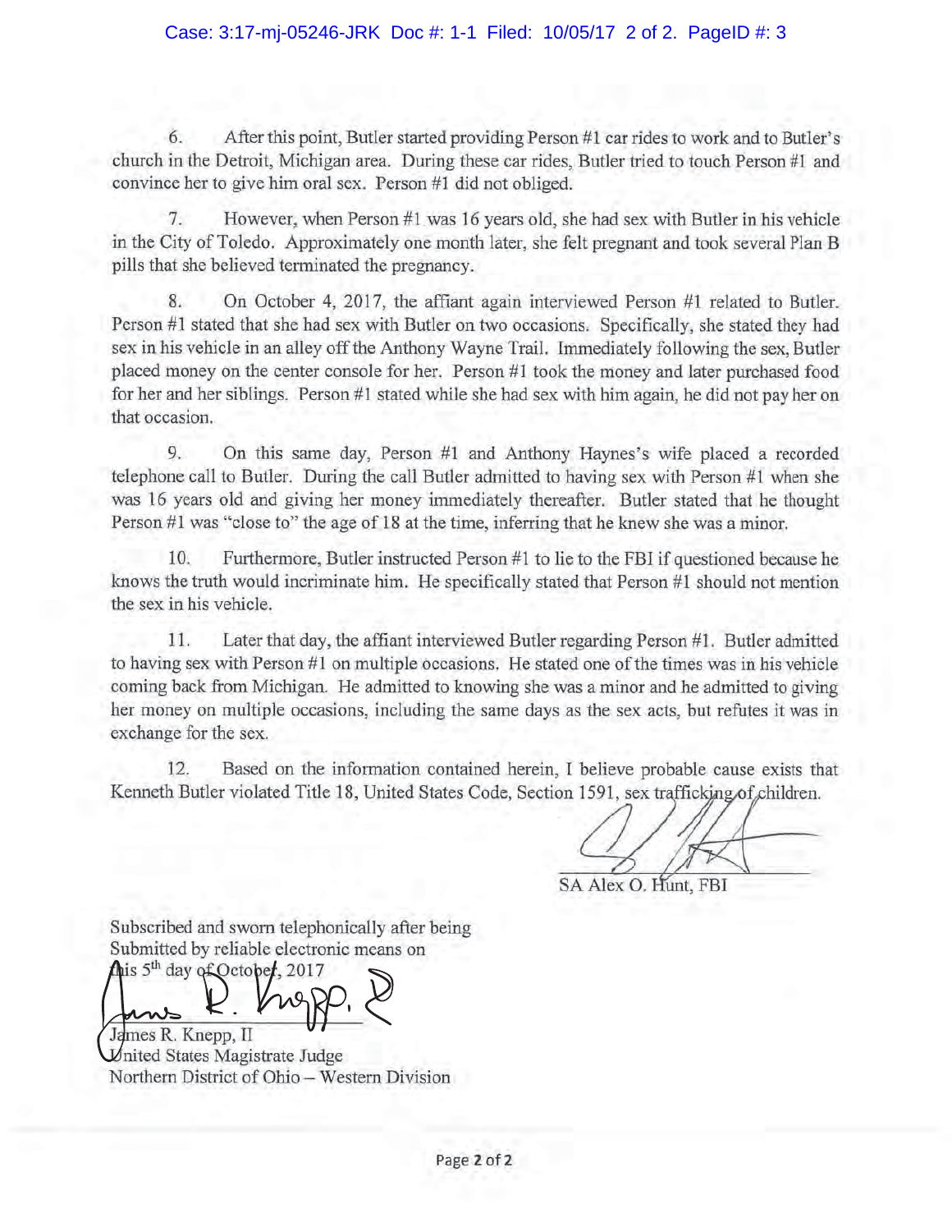6. After this point, Butler started providing Person #1 car rides to work and to Butler's church in the Detroit, Michigan area. During these car rides, Butler tried to touch Person #1 and convince her to give him oral sex. Person #1 did not obliged.

7. However, when Person #1 was 16 years old, she had sex with Butler in his vehicle in the City of Toledo. Approximately one month later, she felt pregnant and took several Plan B pills that she believed terminated the pregnancy.

8. On October 4, 2017, the affiant again interviewed Person #1 related to Butler. Person #1 stated that she had sex with Butler on two occasions. Specifically, she stated they had sex in his vehicle in an alley off the Anthony Wayne Trail. Immediately following the sex, Butler placed money on the center console for her. Person #1 took the money and later purchased food for her and her siblings. Person #1 stated while she had sex with him again, he did not pay her on that occasion.

9. On this same day, Person #1 and Anthony Haynes's wife placed a recorded telephone call to Butler. During the call Butler admitted to having sex with Person #1 when she was 16 years old and giving her money immediately thereafter. Butler stated that he thought Person #1 was "close to" the age of 18 at the time, inferring that he knew she was a minor.

10. Furthermore, Butler instructed Person #1 to lie to the FBI if questioned because he knows the truth would incriminate him. He specifically stated that Person #1 should not mention the sex in his vehicle.

11. Later that day, the affiant interviewed Butler regarding Person #1. Butler admitted to having sex with Person #1 on multiple occasions. He stated one of the times was in his vehicle coming back from Michigan. He admitted to knowing she was a minor and he admitted to giving her money on multiple occasions, including the same days as the sex acts, but refutes it was in exchange for the sex.

12. Based on the information contained herein, I believe probable cause exists that Kenneth Butler violated Title 18, United States Code, Section 1591, sex trafficking of children.

SA Alex O. Hunt, FBI

Subscribed and sworn telephonically after being
Submitted by reliable electronic means on
this 5th day of October, 2017

James R. Knepp, II
United States Magistrate Judge
Northern District of Ohio – Western Division